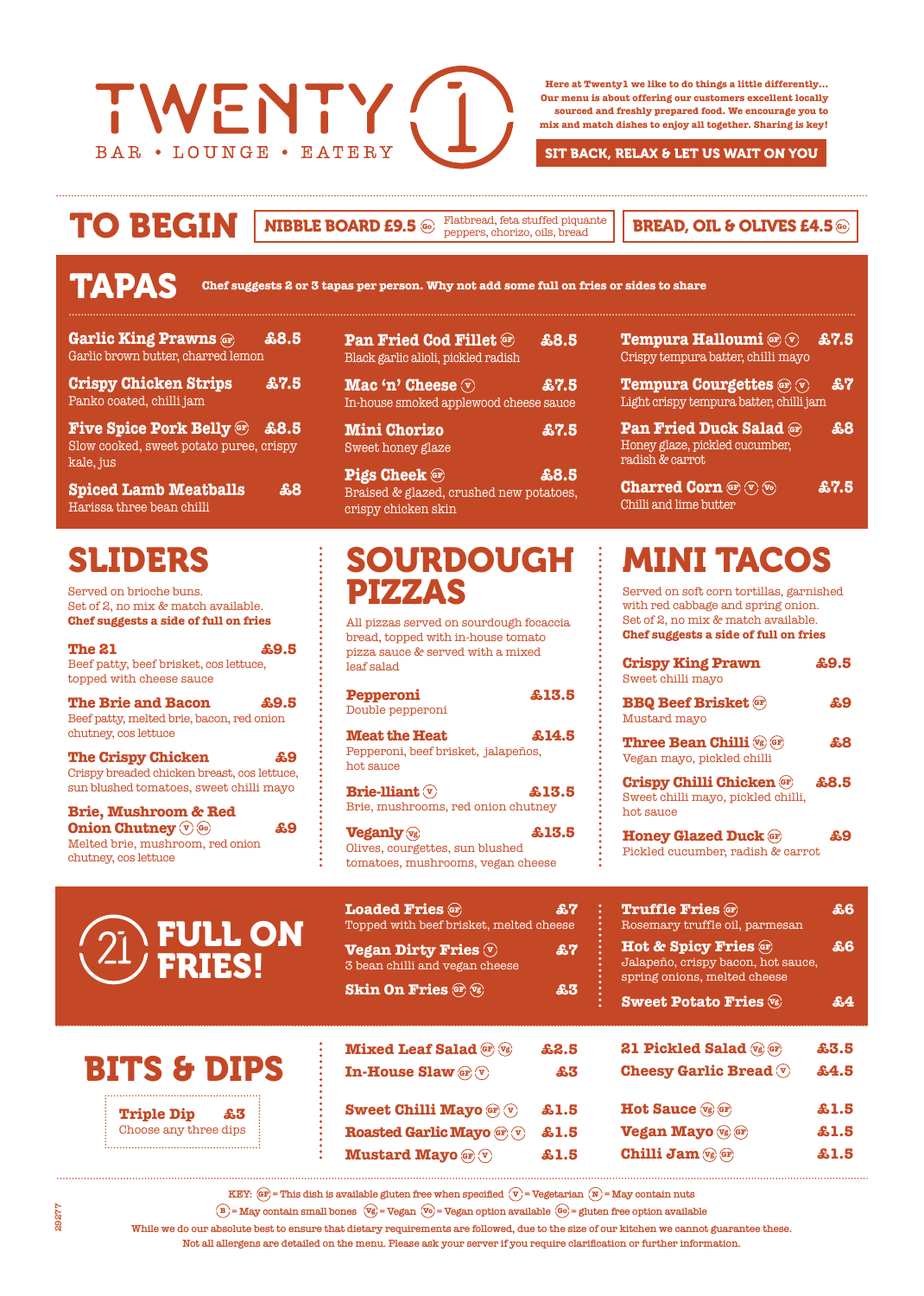# TWENTY 1

BAR • LOUNGE • EATERY

**Here at Twenty1 we like to do things a little differently... Our menu is about offering our customers excellent locally sourced and freshly prepared food. We encourage you to mix and match dishes to enjoy all together. Sharing is key!**

**SIT BACK, RELAX & LET US WAIT ON YOU**

## TO BEGIN

**NIBBLE BOARD £9.5** (GO) Flatbread, feta stuffed piquante peppers, chorizo, oils, bread

**BREAD, OIL & OLIVES £4.5** (GO)

## TAPAS

**Chef suggests 2 or 3 tapas per person. Why not add some full on fries or sides to share**

**Garlic King Prawns** (GF) **£8.5**
Garlic brown butter, charred lemon

**Crispy Chicken Strips** **£7.5**
Panko coated, chilli jam

**Five Spice Pork Belly** (GF) **£8.5**
Slow cooked, sweet potato puree, crispy kale, jus

**Spiced Lamb Meatballs** **£8**
Harissa three bean chilli

**Pan Fried Cod Fillet** (GF) **£8.5**
Black garlic alioli, pickled radish

**Mac 'n' Cheese** (V) **£7.5**
In-house smoked applewood cheese sauce

**Mini Chorizo** **£7.5**
Sweet honey glaze

**Pigs Cheek** (GF) **£8.5**
Braised & glazed, crushed new potatoes, crispy chicken skin

**Tempura Halloumi** (GF) (V) **£7.5**
Crispy tempura batter, chilli mayo

**Tempura Courgettes** (GF) (V) **£7**
Light crispy tempura batter, chilli jam

**Pan Fried Duck Salad** (GF) **£8**
Honey glaze, pickled cucumber, radish & carrot

**Charred Corn** (GF) (V) (VO) **£7.5**
Chilli and lime butter

## SLIDERS

Served on brioche buns.
Set of 2, no mix & match available.
**Chef suggests a side of full on fries**

**The 21** **£9.5**
Beef patty, beef brisket, cos lettuce, topped with cheese sauce

**The Brie and Bacon** **£9.5**
Beef patty, melted brie, bacon, red onion chutney, cos lettuce

**The Crispy Chicken** **£9**
Crispy breaded chicken breast, cos lettuce, sun blushed tomatoes, sweet chilli mayo

**Brie, Mushroom & Red Onion Chutney** (V) (GO) **£9**
Melted brie, mushroom, red onion chutney, cos lettuce

## SOURDOUGH PIZZAS

All pizzas served on sourdough focaccia bread, topped with in-house tomato pizza sauce & served with a mixed leaf salad

**Pepperoni** **£13.5**
Double pepperoni

**Meat the Heat** **£14.5**
Pepperoni, beef brisket, jalapeños, hot sauce

**Brie-lliant** (V) **£13.5**
Brie, mushrooms, red onion chutney

**Veganly** (VG) **£13.5**
Olives, courgettes, sun blushed tomatoes, mushrooms, vegan cheese

## MINI TACOS

Served on soft corn tortillas, garnished with red cabbage and spring onion.
Set of 2, no mix & match available.
**Chef suggests a side of full on fries**

**Crispy King Prawn** **£9.5**
Sweet chilli mayo

**BBQ Beef Brisket** (GF) **£9**
Mustard mayo

**Three Bean Chilli** (VG) (GF) **£8**
Vegan mayo, pickled chilli

**Crispy Chilli Chicken** (GF) **£8.5**
Sweet chilli mayo, pickled chilli, hot sauce

**Honey Glazed Duck** (GF) **£9**
Pickled cucumber, radish & carrot

## FULL ON FRIES!

**Loaded Fries** (GF) **£7**
Topped with beef brisket, melted cheese

**Vegan Dirty Fries** (V) **£7**
3 bean chilli and vegan cheese

**Skin On Fries** (GF) (VG) **£3**

**Truffle Fries** (GF) **£6**
Rosemary truffle oil, parmesan

**Hot & Spicy Fries** (GF) **£6**
Jalapeño, crispy bacon, hot sauce, spring onions, melted cheese

**Sweet Potato Fries** (VG) **£4**

## BITS & DIPS

**Triple Dip** **£3**
Choose any three dips

**Mixed Leaf Salad** (GF) (VG) **£2.5**
**In-House Slaw** (GF) (V) **£3**

**Sweet Chilli Mayo** (GF) (V) **£1.5**
**Roasted Garlic Mayo** (GF) (V) **£1.5**
**Mustard Mayo** (GF) (V) **£1.5**

**21 Pickled Salad** (VG) (GF) **£3.5**
**Cheesy Garlic Bread** (V) **£4.5**

**Hot Sauce** (VG) (GF) **£1.5**
**Vegan Mayo** (VG) (GF) **£1.5**
**Chilli Jam** (VG) (GF) **£1.5**

KEY: (GF) = This dish is available gluten free when specified (V) = Vegetarian (N) = May contain nuts
(B) = May contain small bones (VG) = Vegan (VO) = Vegan option available (GO) = gluten free option available

While we do our absolute best to ensure that dietary requirements are followed, due to the size of our kitchen we cannot guarantee these. Not all allergens are detailed on the menu. Please ask your server if you require clarification or further information.

29277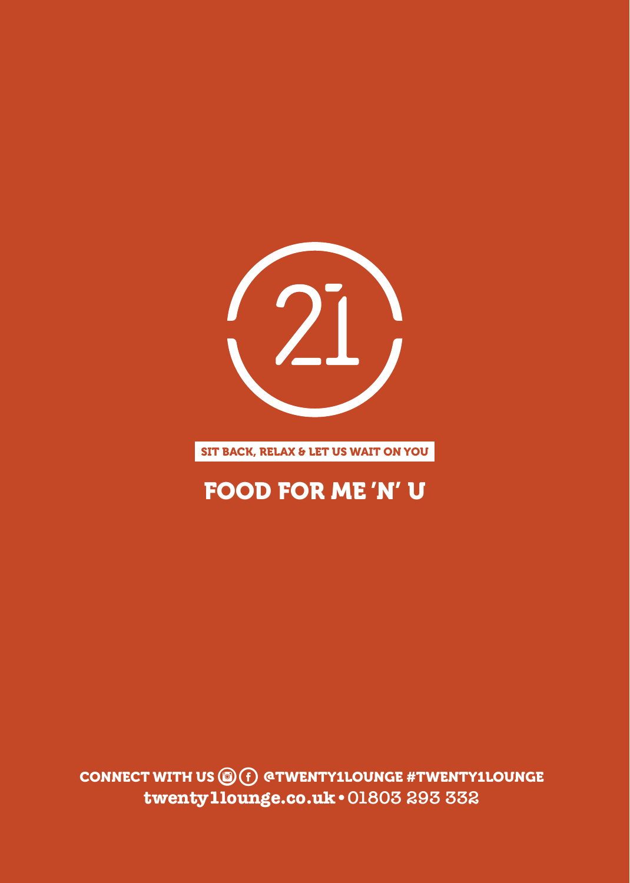SIT BACK, RELAX & LET US WAIT ON YOU

# FOOD FOR ME 'N' U

CONNECT WITH US @TWENTY1LOUNGE #TWENTY1LOUNGE

**twenty1lounge.co.uk** • 01803 293 332